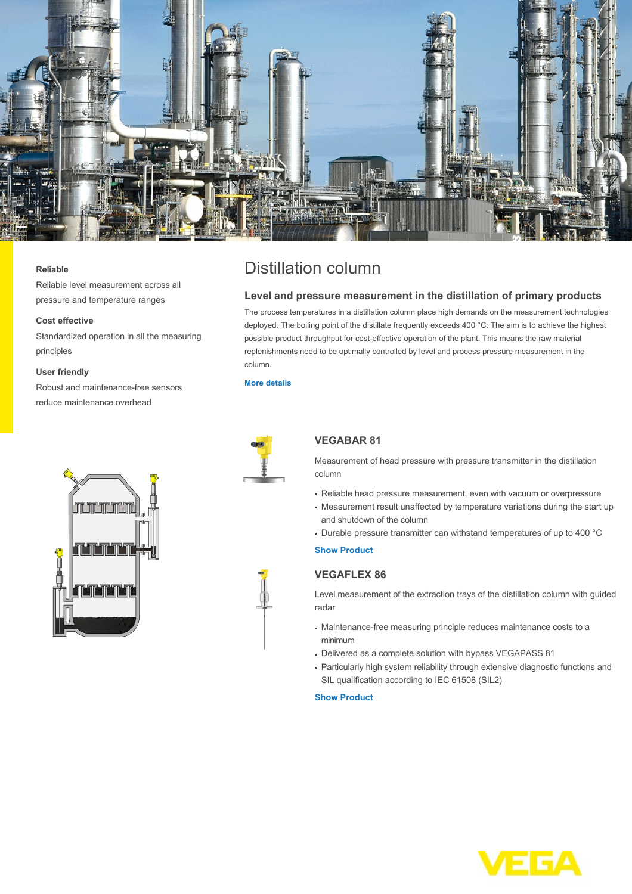# Distillation column

**Reliable**

Reliable level measurement across all pressure and temperature ranges

**Cost effective**

Standardized operation in all the measuring principles

**User friendly**

Robust and maintenance-free sensors reduce maintenance overhead

## Level and pressure measurement in the distillation of primary products

The process temperatures in a distillation column place high demands on the measurement technologies deployed. The boiling point of the distillate frequently exceeds 400 °C. The aim is to achieve the highest possible product throughput for cost-effective operation of the plant. This means the raw material replenishments need to be optimally controlled by level and process pressure measurement in the column.

**More details**

### VEGABAR 81

Measurement of head pressure with pressure transmitter in the distillation column

- Reliable head pressure measurement, even with vacuum or overpressure
- Measurement result unaffected by temperature variations during the start up and shutdown of the column
- Durable pressure transmitter can withstand temperatures of up to 400 °C

**Show Product**

### VEGAFLEX 86

Level measurement of the extraction trays of the distillation column with guided radar

- Maintenance-free measuring principle reduces maintenance costs to a minimum
- Delivered as a complete solution with bypass VEGAPASS 81
- Particularly high system reliability through extensive diagnostic functions and SIL qualification according to IEC 61508 (SIL2)

**Show Product**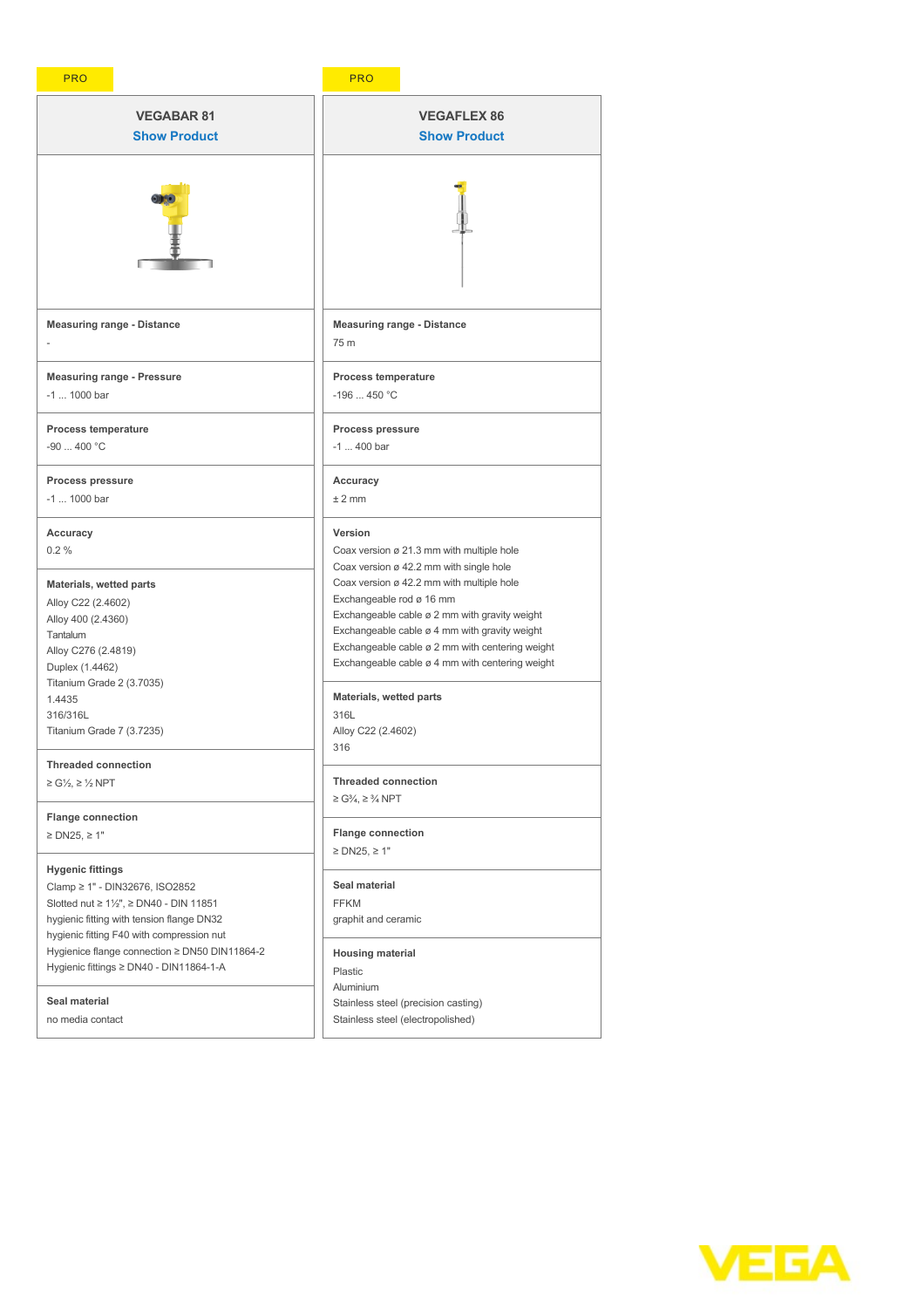PRO

## VEGABAR 81

Show Product

**Measuring range - Distance**

-

**Measuring range - Pressure**

-1 ... 1000 bar

**Process temperature**

-90 ... 400 °C

**Process pressure**

-1 ... 1000 bar

**Accuracy**

0.2 %

**Materials, wetted parts**

Alloy C22 (2.4602)
Alloy 400 (2.4360)
Tantalum
Alloy C276 (2.4819)
Duplex (1.4462)
Titanium Grade 2 (3.7035)
1.4435
316/316L
Titanium Grade 7 (3.7235)

**Threaded connection**

≥ G½, ≥ ½ NPT

**Flange connection**

≥ DN25, ≥ 1"

**Hygenic fittings**

Clamp ≥ 1" - DIN32676, ISO2852
Slotted nut ≥ 1½", ≥ DN40 - DIN 11851
hygienic fitting with tension flange DN32
hygienic fitting F40 with compression nut
Hygienice flange connection ≥ DN50 DIN11864-2
Hygienic fittings ≥ DN40 - DIN11864-1-A

**Seal material**

no media contact

PRO

## VEGAFLEX 86

Show Product

**Measuring range - Distance**

75 m

**Process temperature**

-196 ... 450 °C

**Process pressure**

-1 ... 400 bar

**Accuracy**

± 2 mm

**Version**

Coax version ø 21.3 mm with multiple hole
Coax version ø 42.2 mm with single hole
Coax version ø 42.2 mm with multiple hole
Exchangeable rod ø 16 mm
Exchangeable cable ø 2 mm with gravity weight
Exchangeable cable ø 4 mm with gravity weight
Exchangeable cable ø 2 mm with centering weight
Exchangeable cable ø 4 mm with centering weight

**Materials, wetted parts**

316L
Alloy C22 (2.4602)
316

**Threaded connection**

≥ G¾, ≥ ¾ NPT

**Flange connection**

≥ DN25, ≥ 1"

**Seal material**

FFKM
graphit and ceramic

**Housing material**

Plastic
Aluminium
Stainless steel (precision casting)
Stainless steel (electropolished)